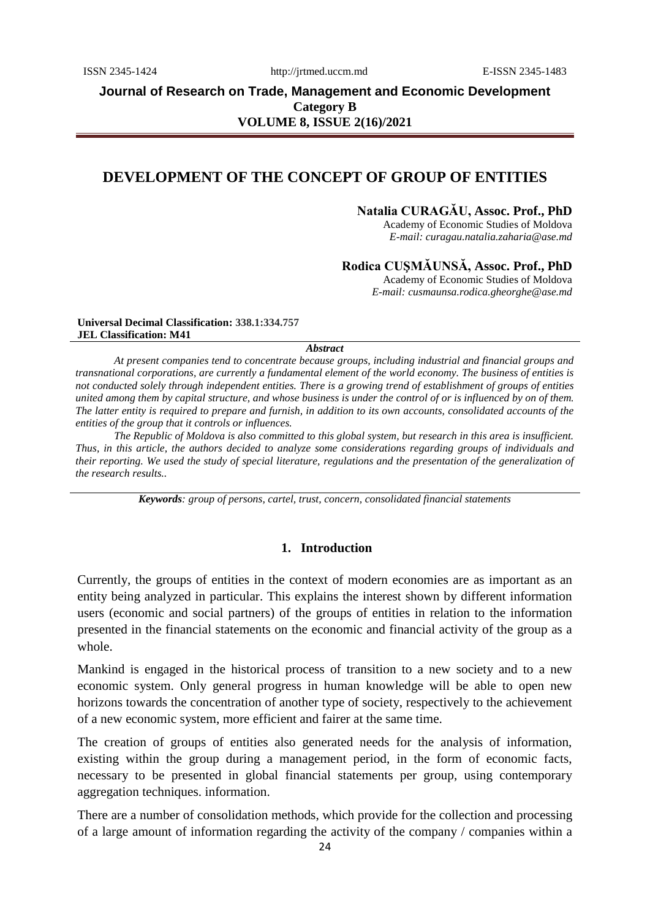# DEVELOPMENT OF THE CONCEPT OF GROUP OF ENTITIES

**Natalia CURAGĂU, Assoc. Prof., PhD**
Academy of Economic Studies of Moldova
*E-mail: curagau.natalia.zaharia@ase.md*

**Rodica CUŞMĂUNSĂ, Assoc. Prof., PhD**
Academy of Economic Studies of Moldova
*E-mail: cusmaunsa.rodica.gheorghe@ase.md*

**Universal Decimal Classification:** 338.1:334.757
**JEL Classification:** M41

***Abstract***

*At present companies tend to concentrate because groups, including industrial and financial groups and transnational corporations, are currently a fundamental element of the world economy. The business of entities is not conducted solely through independent entities. There is a growing trend of establishment of groups of entities united among them by capital structure, and whose business is under the control of or is influenced by on of them. The latter entity is required to prepare and furnish, in addition to its own accounts, consolidated accounts of the entities of the group that it controls or influences.*

*The Republic of Moldova is also committed to this global system, but research in this area is insufficient. Thus, in this article, the authors decided to analyze some considerations regarding groups of individuals and their reporting. We used the study of special literature, regulations and the presentation of the generalization of the research results..*

***Keywords****: group of persons, cartel, trust, concern, consolidated financial statements*

## 1. Introduction

Currently, the groups of entities in the context of modern economies are as important as an entity being analyzed in particular. This explains the interest shown by different information users (economic and social partners) of the groups of entities in relation to the information presented in the financial statements on the economic and financial activity of the group as a whole.

Mankind is engaged in the historical process of transition to a new society and to a new economic system. Only general progress in human knowledge will be able to open new horizons towards the concentration of another type of society, respectively to the achievement of a new economic system, more efficient and fairer at the same time.

The creation of groups of entities also generated needs for the analysis of information, existing within the group during a management period, in the form of economic facts, necessary to be presented in global financial statements per group, using contemporary aggregation techniques. information.

There are a number of consolidation methods, which provide for the collection and processing of a large amount of information regarding the activity of the company / companies within a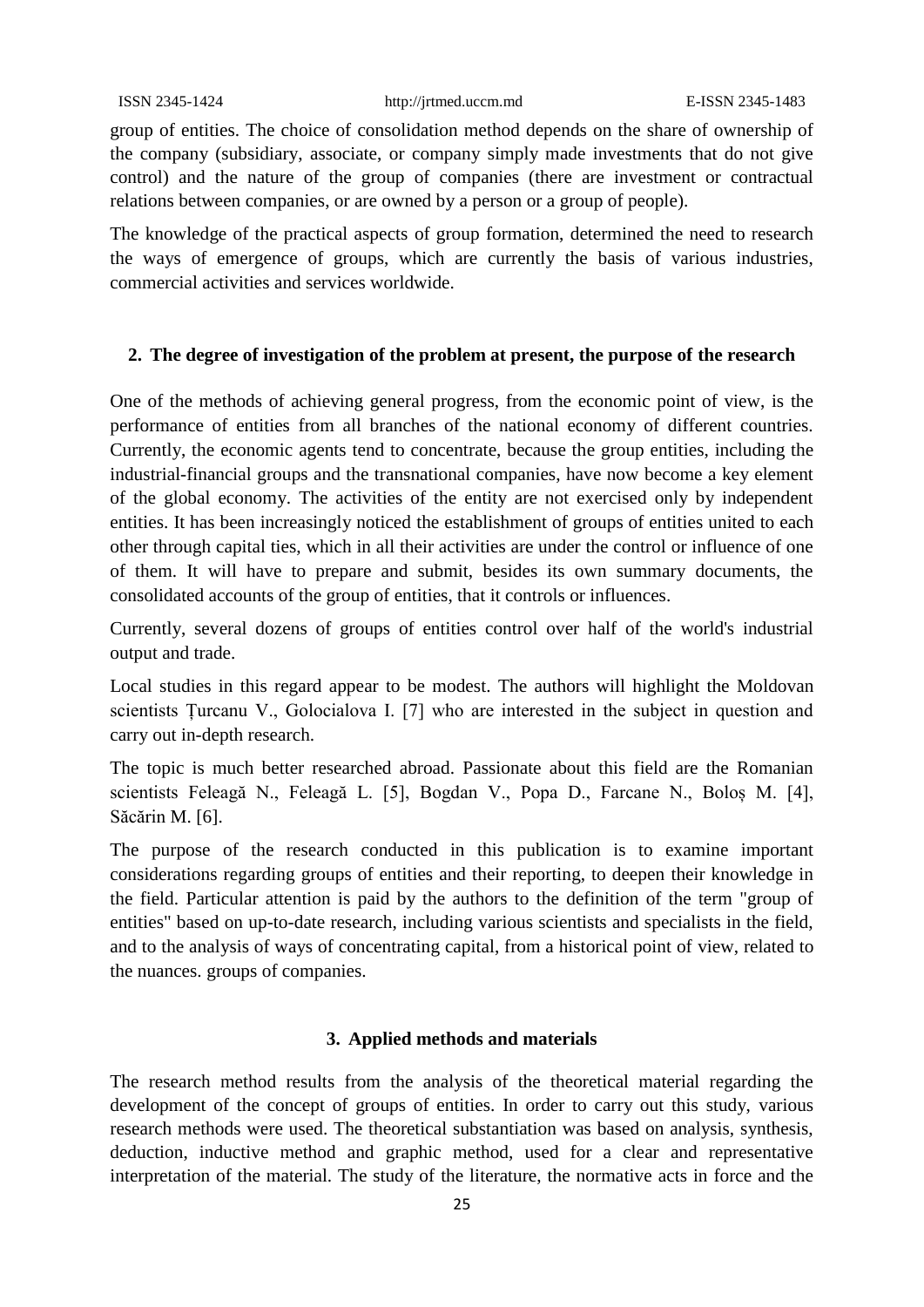group of entities. The choice of consolidation method depends on the share of ownership of the company (subsidiary, associate, or company simply made investments that do not give control) and the nature of the group of companies (there are investment or contractual relations between companies, or are owned by a person or a group of people).

The knowledge of the practical aspects of group formation, determined the need to research the ways of emergence of groups, which are currently the basis of various industries, commercial activities and services worldwide.

## 2. The degree of investigation of the problem at present, the purpose of the research

One of the methods of achieving general progress, from the economic point of view, is the performance of entities from all branches of the national economy of different countries. Currently, the economic agents tend to concentrate, because the group entities, including the industrial-financial groups and the transnational companies, have now become a key element of the global economy. The activities of the entity are not exercised only by independent entities. It has been increasingly noticed the establishment of groups of entities united to each other through capital ties, which in all their activities are under the control or influence of one of them. It will have to prepare and submit, besides its own summary documents, the consolidated accounts of the group of entities, that it controls or influences.

Currently, several dozens of groups of entities control over half of the world's industrial output and trade.

Local studies in this regard appear to be modest. The authors will highlight the Moldovan scientists Țurcanu V., Golocialova I. [7] who are interested in the subject in question and carry out in-depth research.

The topic is much better researched abroad. Passionate about this field are the Romanian scientists Feleagă N., Feleagă L. [5], Bogdan V., Popa D., Farcane N., Boloș M. [4], Săcărin M. [6].

The purpose of the research conducted in this publication is to examine important considerations regarding groups of entities and their reporting, to deepen their knowledge in the field. Particular attention is paid by the authors to the definition of the term "group of entities" based on up-to-date research, including various scientists and specialists in the field, and to the analysis of ways of concentrating capital, from a historical point of view, related to the nuances. groups of companies.

## 3. Applied methods and materials

The research method results from the analysis of the theoretical material regarding the development of the concept of groups of entities. In order to carry out this study, various research methods were used. The theoretical substantiation was based on analysis, synthesis, deduction, inductive method and graphic method, used for a clear and representative interpretation of the material. The study of the literature, the normative acts in force and the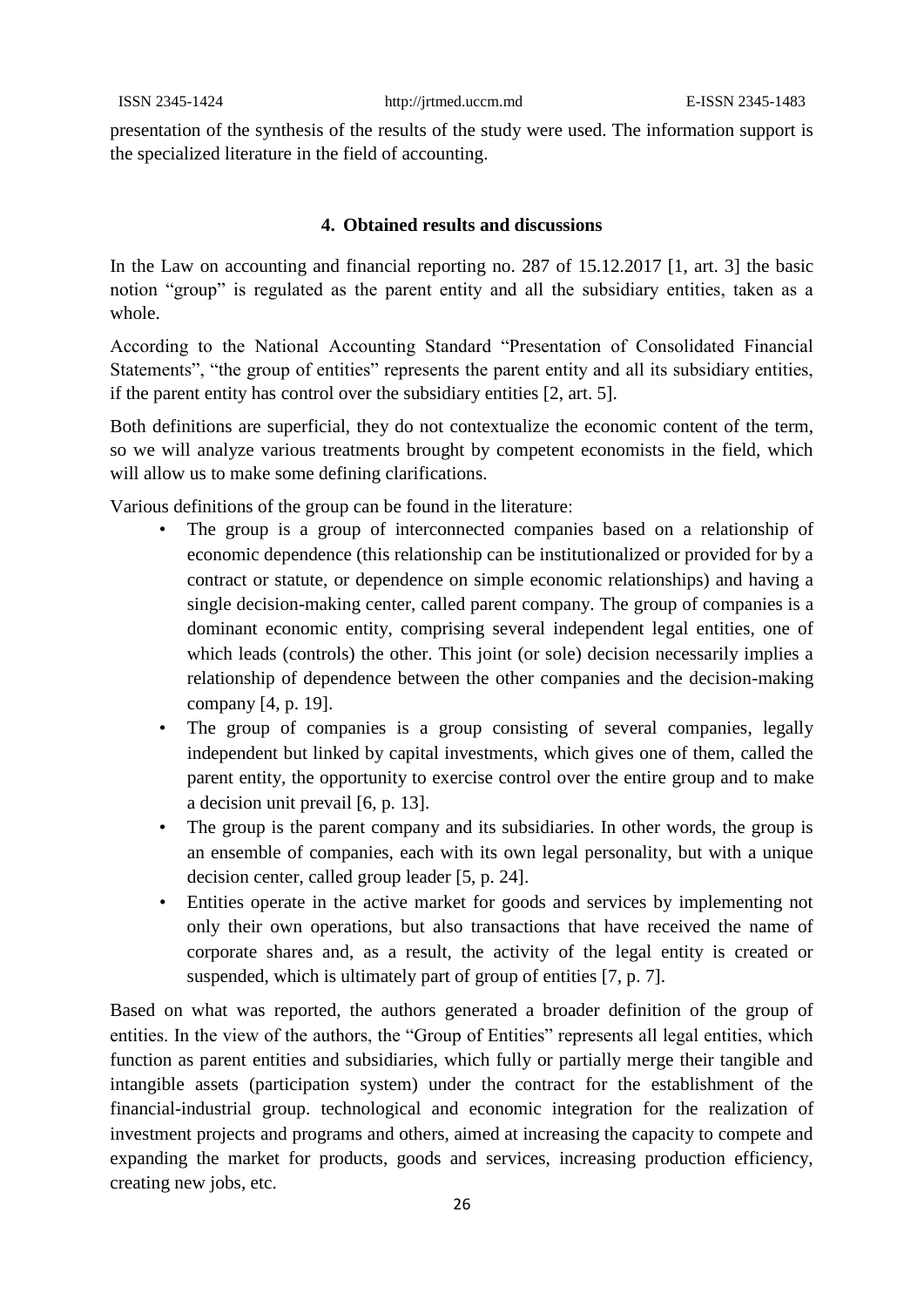presentation of the synthesis of the results of the study were used. The information support is the specialized literature in the field of accounting.

## 4. Obtained results and discussions

In the Law on accounting and financial reporting no. 287 of 15.12.2017 [1, art. 3] the basic notion "group" is regulated as the parent entity and all the subsidiary entities, taken as a whole.

According to the National Accounting Standard "Presentation of Consolidated Financial Statements", "the group of entities" represents the parent entity and all its subsidiary entities, if the parent entity has control over the subsidiary entities [2, art. 5].

Both definitions are superficial, they do not contextualize the economic content of the term, so we will analyze various treatments brought by competent economists in the field, which will allow us to make some defining clarifications.

Various definitions of the group can be found in the literature:

- The group is a group of interconnected companies based on a relationship of economic dependence (this relationship can be institutionalized or provided for by a contract or statute, or dependence on simple economic relationships) and having a single decision-making center, called parent company. The group of companies is a dominant economic entity, comprising several independent legal entities, one of which leads (controls) the other. This joint (or sole) decision necessarily implies a relationship of dependence between the other companies and the decision-making company [4, p. 19].
- The group of companies is a group consisting of several companies, legally independent but linked by capital investments, which gives one of them, called the parent entity, the opportunity to exercise control over the entire group and to make a decision unit prevail [6, p. 13].
- The group is the parent company and its subsidiaries. In other words, the group is an ensemble of companies, each with its own legal personality, but with a unique decision center, called group leader [5, p. 24].
- Entities operate in the active market for goods and services by implementing not only their own operations, but also transactions that have received the name of corporate shares and, as a result, the activity of the legal entity is created or suspended, which is ultimately part of group of entities [7, p. 7].

Based on what was reported, the authors generated a broader definition of the group of entities. In the view of the authors, the "Group of Entities" represents all legal entities, which function as parent entities and subsidiaries, which fully or partially merge their tangible and intangible assets (participation system) under the contract for the establishment of the financial-industrial group. technological and economic integration for the realization of investment projects and programs and others, aimed at increasing the capacity to compete and expanding the market for products, goods and services, increasing production efficiency, creating new jobs, etc.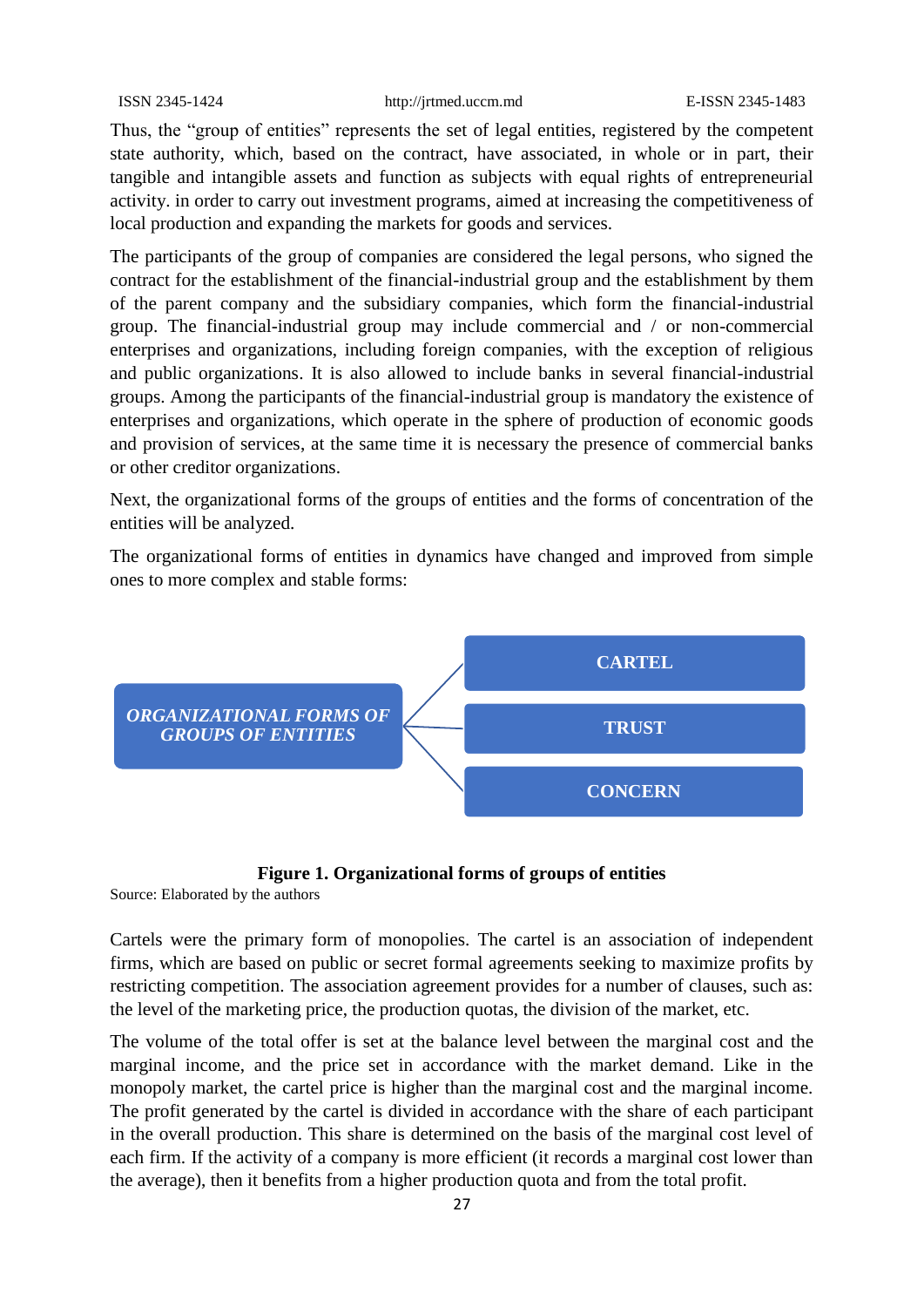Thus, the “group of entities” represents the set of legal entities, registered by the competent state authority, which, based on the contract, have associated, in whole or in part, their tangible and intangible assets and function as subjects with equal rights of entrepreneurial activity. in order to carry out investment programs, aimed at increasing the competitiveness of local production and expanding the markets for goods and services.

The participants of the group of companies are considered the legal persons, who signed the contract for the establishment of the financial-industrial group and the establishment by them of the parent company and the subsidiary companies, which form the financial-industrial group. The financial-industrial group may include commercial and / or non-commercial enterprises and organizations, including foreign companies, with the exception of religious and public organizations. It is also allowed to include banks in several financial-industrial groups. Among the participants of the financial-industrial group is mandatory the existence of enterprises and organizations, which operate in the sphere of production of economic goods and provision of services, at the same time it is necessary the presence of commercial banks or other creditor organizations.

Next, the organizational forms of the groups of entities and the forms of concentration of the entities will be analyzed.

The organizational forms of entities in dynamics have changed and improved from simple ones to more complex and stable forms:

*ORGANIZATIONAL FORMS OF GROUPS OF ENTITIES*

- CARTEL
- TRUST
- CONCERN

**Figure 1. Organizational forms of groups of entities**

Source: Elaborated by the authors

Cartels were the primary form of monopolies. The cartel is an association of independent firms, which are based on public or secret formal agreements seeking to maximize profits by restricting competition. The association agreement provides for a number of clauses, such as: the level of the marketing price, the production quotas, the division of the market, etc.

The volume of the total offer is set at the balance level between the marginal cost and the marginal income, and the price set in accordance with the market demand. Like in the monopoly market, the cartel price is higher than the marginal cost and the marginal income. The profit generated by the cartel is divided in accordance with the share of each participant in the overall production. This share is determined on the basis of the marginal cost level of each firm. If the activity of a company is more efficient (it records a marginal cost lower than the average), then it benefits from a higher production quota and from the total profit.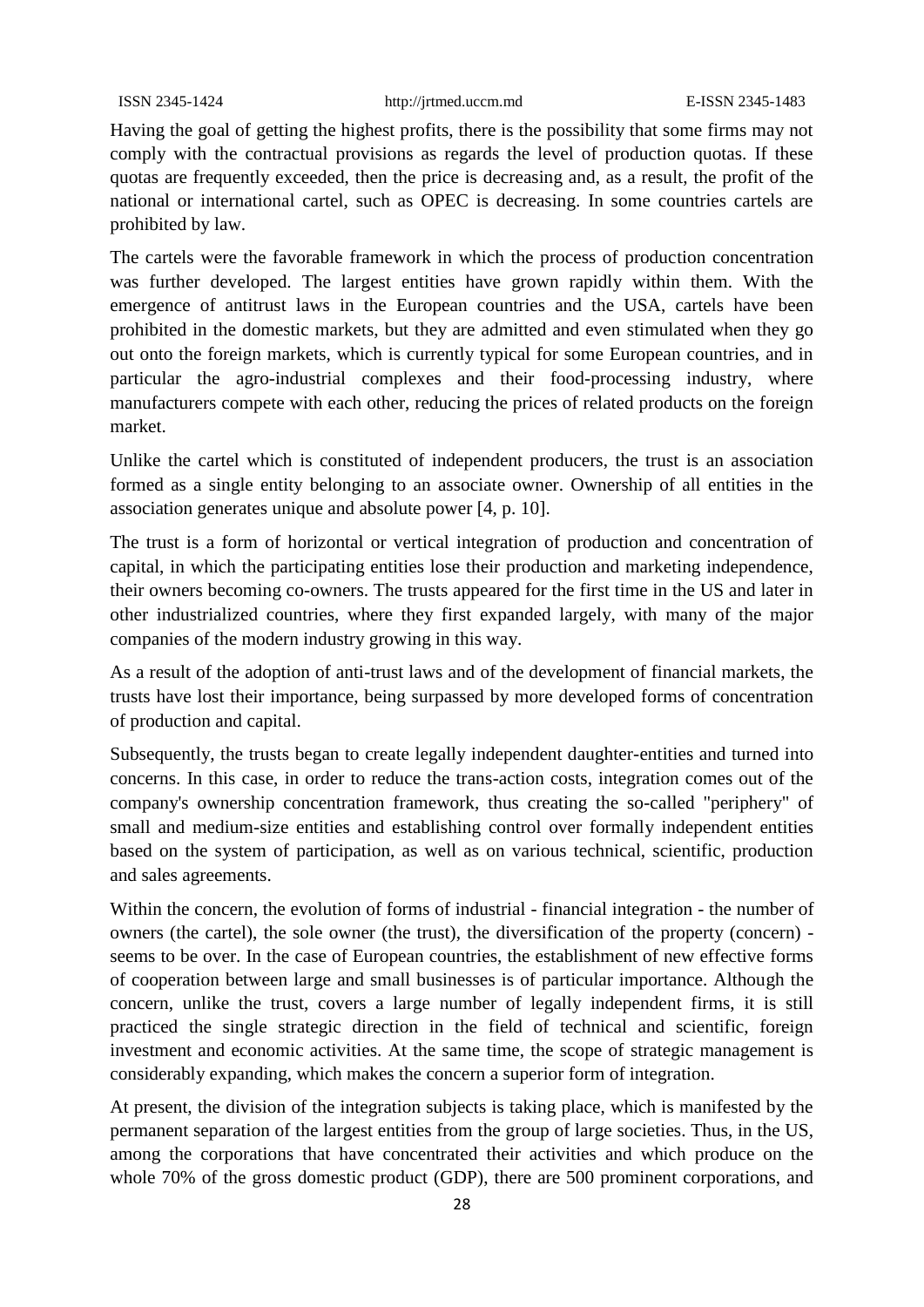Having the goal of getting the highest profits, there is the possibility that some firms may not comply with the contractual provisions as regards the level of production quotas. If these quotas are frequently exceeded, then the price is decreasing and, as a result, the profit of the national or international cartel, such as OPEC is decreasing. In some countries cartels are prohibited by law.

The cartels were the favorable framework in which the process of production concentration was further developed. The largest entities have grown rapidly within them. With the emergence of antitrust laws in the European countries and the USA, cartels have been prohibited in the domestic markets, but they are admitted and even stimulated when they go out onto the foreign markets, which is currently typical for some European countries, and in particular the agro-industrial complexes and their food-processing industry, where manufacturers compete with each other, reducing the prices of related products on the foreign market.

Unlike the cartel which is constituted of independent producers, the trust is an association formed as a single entity belonging to an associate owner. Ownership of all entities in the association generates unique and absolute power [4, p. 10].

The trust is a form of horizontal or vertical integration of production and concentration of capital, in which the participating entities lose their production and marketing independence, their owners becoming co-owners. The trusts appeared for the first time in the US and later in other industrialized countries, where they first expanded largely, with many of the major companies of the modern industry growing in this way.

As a result of the adoption of anti-trust laws and of the development of financial markets, the trusts have lost their importance, being surpassed by more developed forms of concentration of production and capital.

Subsequently, the trusts began to create legally independent daughter-entities and turned into concerns. In this case, in order to reduce the trans-action costs, integration comes out of the company's ownership concentration framework, thus creating the so-called "periphery" of small and medium-size entities and establishing control over formally independent entities based on the system of participation, as well as on various technical, scientific, production and sales agreements.

Within the concern, the evolution of forms of industrial - financial integration - the number of owners (the cartel), the sole owner (the trust), the diversification of the property (concern) - seems to be over. In the case of European countries, the establishment of new effective forms of cooperation between large and small businesses is of particular importance. Although the concern, unlike the trust, covers a large number of legally independent firms, it is still practiced the single strategic direction in the field of technical and scientific, foreign investment and economic activities. At the same time, the scope of strategic management is considerably expanding, which makes the concern a superior form of integration.

At present, the division of the integration subjects is taking place, which is manifested by the permanent separation of the largest entities from the group of large societies. Thus, in the US, among the corporations that have concentrated their activities and which produce on the whole 70% of the gross domestic product (GDP), there are 500 prominent corporations, and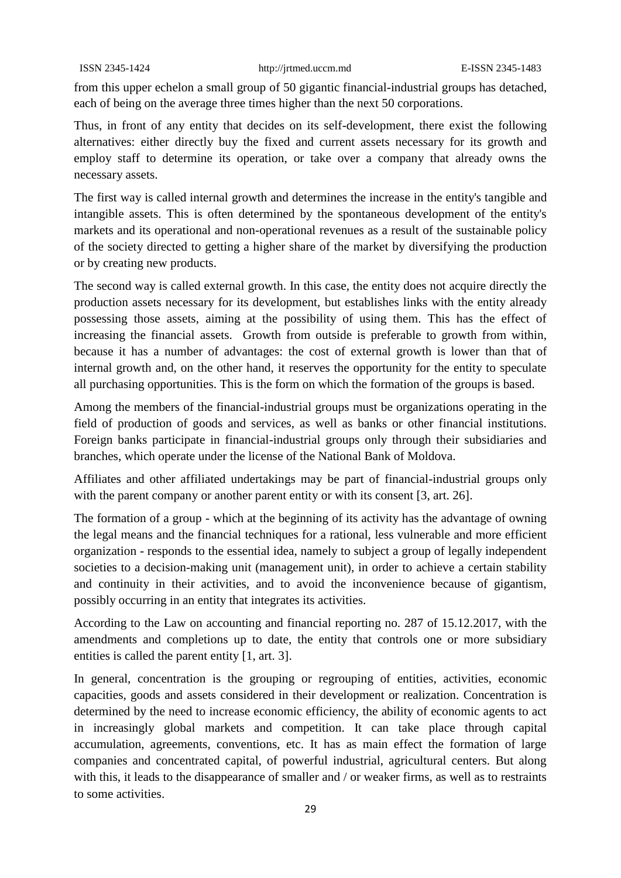from this upper echelon a small group of 50 gigantic financial-industrial groups has detached, each of being on the average three times higher than the next 50 corporations.

Thus, in front of any entity that decides on its self-development, there exist the following alternatives: either directly buy the fixed and current assets necessary for its growth and employ staff to determine its operation, or take over a company that already owns the necessary assets.

The first way is called internal growth and determines the increase in the entity's tangible and intangible assets. This is often determined by the spontaneous development of the entity's markets and its operational and non-operational revenues as a result of the sustainable policy of the society directed to getting a higher share of the market by diversifying the production or by creating new products.

The second way is called external growth. In this case, the entity does not acquire directly the production assets necessary for its development, but establishes links with the entity already possessing those assets, aiming at the possibility of using them. This has the effect of increasing the financial assets. Growth from outside is preferable to growth from within, because it has a number of advantages: the cost of external growth is lower than that of internal growth and, on the other hand, it reserves the opportunity for the entity to speculate all purchasing opportunities. This is the form on which the formation of the groups is based.

Among the members of the financial-industrial groups must be organizations operating in the field of production of goods and services, as well as banks or other financial institutions. Foreign banks participate in financial-industrial groups only through their subsidiaries and branches, which operate under the license of the National Bank of Moldova.

Affiliates and other affiliated undertakings may be part of financial-industrial groups only with the parent company or another parent entity or with its consent [3, art. 26].

The formation of a group - which at the beginning of its activity has the advantage of owning the legal means and the financial techniques for a rational, less vulnerable and more efficient organization - responds to the essential idea, namely to subject a group of legally independent societies to a decision-making unit (management unit), in order to achieve a certain stability and continuity in their activities, and to avoid the inconvenience because of gigantism, possibly occurring in an entity that integrates its activities.

According to the Law on accounting and financial reporting no. 287 of 15.12.2017, with the amendments and completions up to date, the entity that controls one or more subsidiary entities is called the parent entity [1, art. 3].

In general, concentration is the grouping or regrouping of entities, activities, economic capacities, goods and assets considered in their development or realization. Concentration is determined by the need to increase economic efficiency, the ability of economic agents to act in increasingly global markets and competition. It can take place through capital accumulation, agreements, conventions, etc. It has as main effect the formation of large companies and concentrated capital, of powerful industrial, agricultural centers. But along with this, it leads to the disappearance of smaller and / or weaker firms, as well as to restraints to some activities.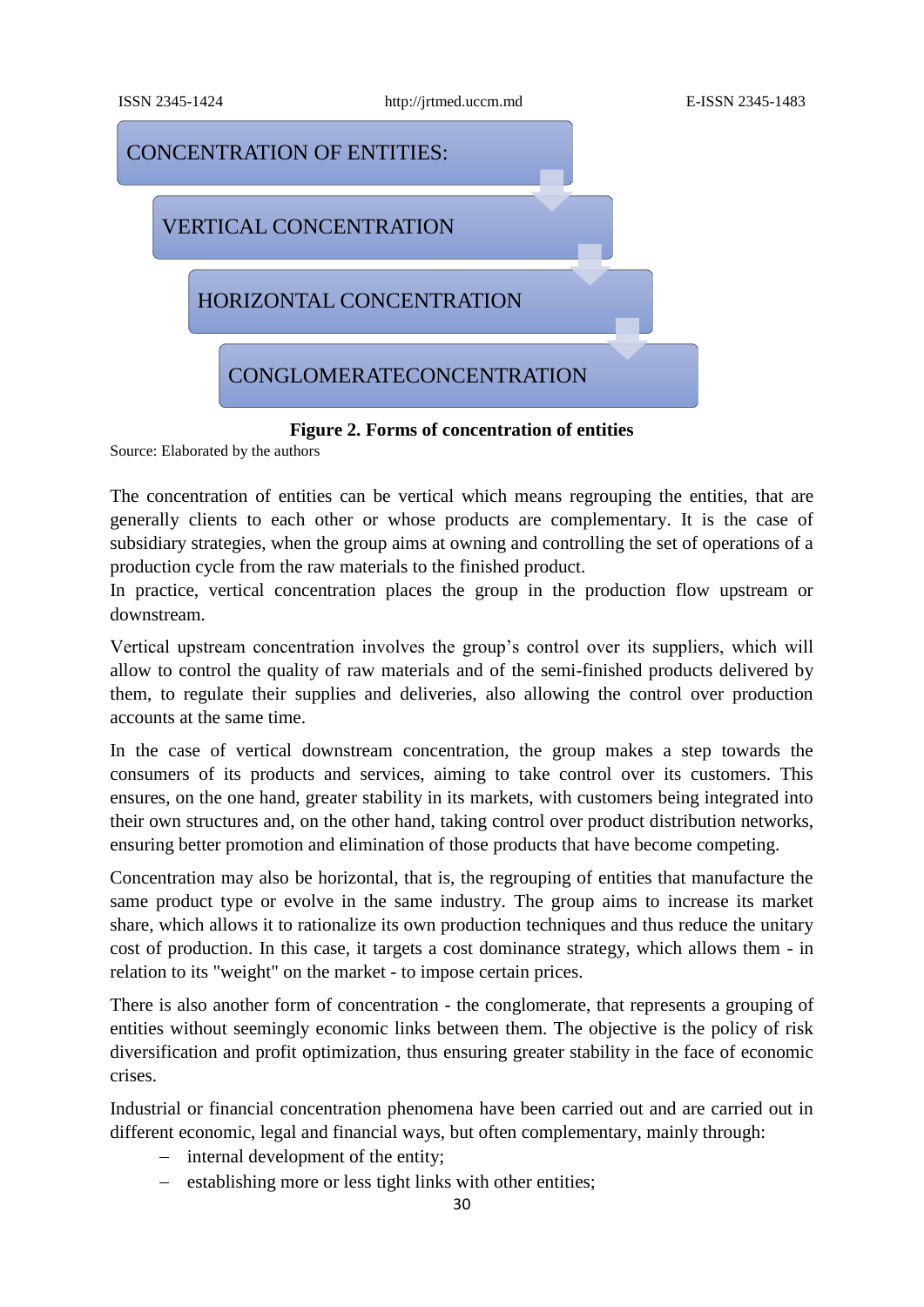CONCENTRATION OF ENTITIES:

VERTICAL CONCENTRATION

HORIZONTAL CONCENTRATION

CONGLOMERATECONCENTRATION

**Figure 2. Forms of concentration of entities**

Source: Elaborated by the authors

The concentration of entities can be vertical which means regrouping the entities, that are generally clients to each other or whose products are complementary. It is the case of subsidiary strategies, when the group aims at owning and controlling the set of operations of a production cycle from the raw materials to the finished product.
In practice, vertical concentration places the group in the production flow upstream or downstream.

Vertical upstream concentration involves the group's control over its suppliers, which will allow to control the quality of raw materials and of the semi-finished products delivered by them, to regulate their supplies and deliveries, also allowing the control over production accounts at the same time.

In the case of vertical downstream concentration, the group makes a step towards the consumers of its products and services, aiming to take control over its customers. This ensures, on the one hand, greater stability in its markets, with customers being integrated into their own structures and, on the other hand, taking control over product distribution networks, ensuring better promotion and elimination of those products that have become competing.

Concentration may also be horizontal, that is, the regrouping of entities that manufacture the same product type or evolve in the same industry. The group aims to increase its market share, which allows it to rationalize its own production techniques and thus reduce the unitary cost of production. In this case, it targets a cost dominance strategy, which allows them - in relation to its "weight" on the market - to impose certain prices.

There is also another form of concentration - the conglomerate, that represents a grouping of entities without seemingly economic links between them. The objective is the policy of risk diversification and profit optimization, thus ensuring greater stability in the face of economic crises.

Industrial or financial concentration phenomena have been carried out and are carried out in different economic, legal and financial ways, but often complementary, mainly through:

- internal development of the entity;
- establishing more or less tight links with other entities;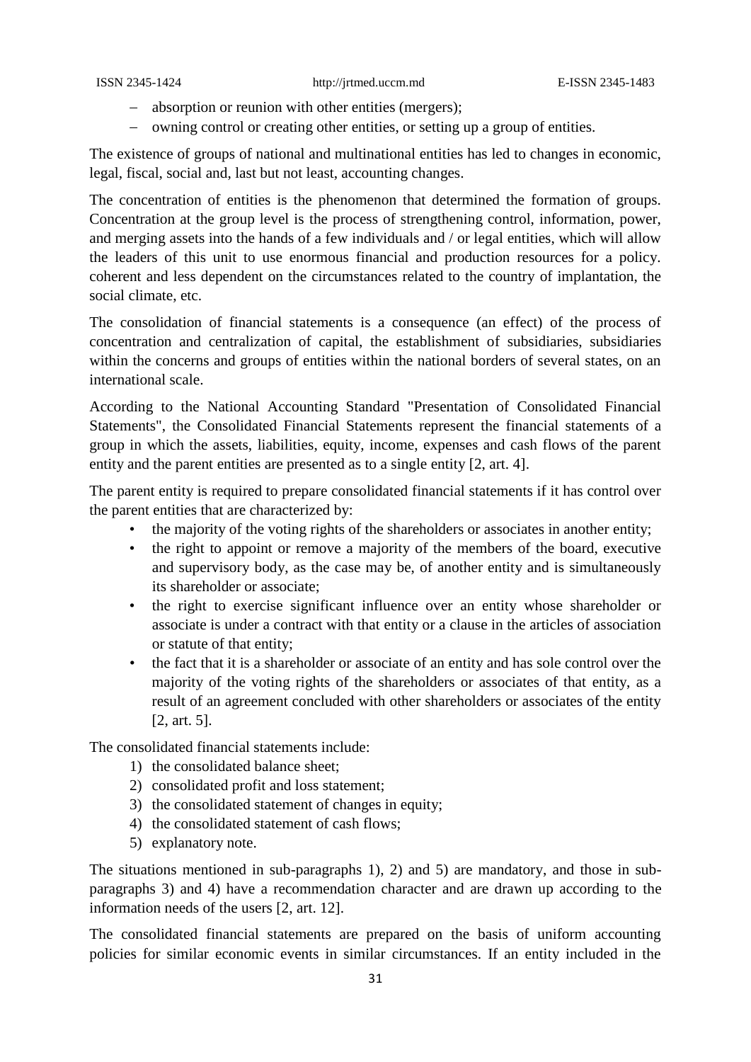- absorption or reunion with other entities (mergers);
- owning control or creating other entities, or setting up a group of entities.

The existence of groups of national and multinational entities has led to changes in economic, legal, fiscal, social and, last but not least, accounting changes.

The concentration of entities is the phenomenon that determined the formation of groups. Concentration at the group level is the process of strengthening control, information, power, and merging assets into the hands of a few individuals and / or legal entities, which will allow the leaders of this unit to use enormous financial and production resources for a policy. coherent and less dependent on the circumstances related to the country of implantation, the social climate, etc.

The consolidation of financial statements is a consequence (an effect) of the process of concentration and centralization of capital, the establishment of subsidiaries, subsidiaries within the concerns and groups of entities within the national borders of several states, on an international scale.

According to the National Accounting Standard "Presentation of Consolidated Financial Statements", the Consolidated Financial Statements represent the financial statements of a group in which the assets, liabilities, equity, income, expenses and cash flows of the parent entity and the parent entities are presented as to a single entity [2, art. 4].

The parent entity is required to prepare consolidated financial statements if it has control over the parent entities that are characterized by:

- the majority of the voting rights of the shareholders or associates in another entity;
- the right to appoint or remove a majority of the members of the board, executive and supervisory body, as the case may be, of another entity and is simultaneously its shareholder or associate;
- the right to exercise significant influence over an entity whose shareholder or associate is under a contract with that entity or a clause in the articles of association or statute of that entity;
- the fact that it is a shareholder or associate of an entity and has sole control over the majority of the voting rights of the shareholders or associates of that entity, as a result of an agreement concluded with other shareholders or associates of the entity [2, art. 5].

The consolidated financial statements include:

1) the consolidated balance sheet;
2) consolidated profit and loss statement;
3) the consolidated statement of changes in equity;
4) the consolidated statement of cash flows;
5) explanatory note.

The situations mentioned in sub-paragraphs 1), 2) and 5) are mandatory, and those in sub-paragraphs 3) and 4) have a recommendation character and are drawn up according to the information needs of the users [2, art. 12].

The consolidated financial statements are prepared on the basis of uniform accounting policies for similar economic events in similar circumstances. If an entity included in the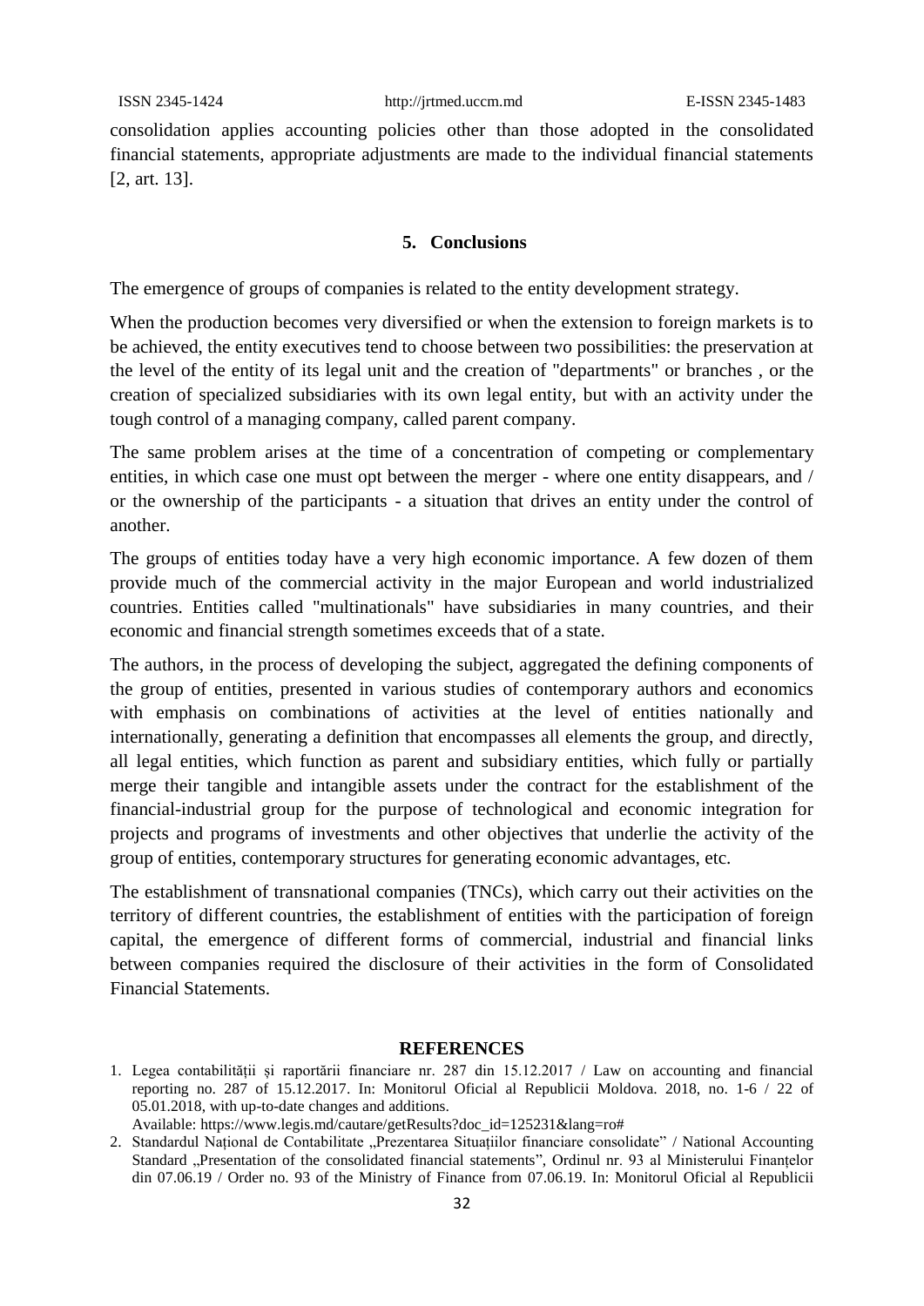consolidation applies accounting policies other than those adopted in the consolidated financial statements, appropriate adjustments are made to the individual financial statements [2, art. 13].

## 5. Conclusions

The emergence of groups of companies is related to the entity development strategy.

When the production becomes very diversified or when the extension to foreign markets is to be achieved, the entity executives tend to choose between two possibilities: the preservation at the level of the entity of its legal unit and the creation of "departments" or branches , or the creation of specialized subsidiaries with its own legal entity, but with an activity under the tough control of a managing company, called parent company.

The same problem arises at the time of a concentration of competing or complementary entities, in which case one must opt between the merger - where one entity disappears, and / or the ownership of the participants - a situation that drives an entity under the control of another.

The groups of entities today have a very high economic importance. A few dozen of them provide much of the commercial activity in the major European and world industrialized countries. Entities called "multinationals" have subsidiaries in many countries, and their economic and financial strength sometimes exceeds that of a state.

The authors, in the process of developing the subject, aggregated the defining components of the group of entities, presented in various studies of contemporary authors and economics with emphasis on combinations of activities at the level of entities nationally and internationally, generating a definition that encompasses all elements the group, and directly, all legal entities, which function as parent and subsidiary entities, which fully or partially merge their tangible and intangible assets under the contract for the establishment of the financial-industrial group for the purpose of technological and economic integration for projects and programs of investments and other objectives that underlie the activity of the group of entities, contemporary structures for generating economic advantages, etc.

The establishment of transnational companies (TNCs), which carry out their activities on the territory of different countries, the establishment of entities with the participation of foreign capital, the emergence of different forms of commercial, industrial and financial links between companies required the disclosure of their activities in the form of Consolidated Financial Statements.

## REFERENCES

1. Legea contabilității și raportării financiare nr. 287 din 15.12.2017 / Law on accounting and financial reporting no. 287 of 15.12.2017. In: Monitorul Oficial al Republicii Moldova. 2018, no. 1-6 / 22 of 05.01.2018, with up-to-date changes and additions. Available: https://www.legis.md/cautare/getResults?doc_id=125231&lang=ro#
2. Standardul Național de Contabilitate „Prezentarea Situațiilor financiare consolidate" / National Accounting Standard „Presentation of the consolidated financial statements", Ordinul nr. 93 al Ministerului Finanțelor din 07.06.19 / Order no. 93 of the Ministry of Finance from 07.06.19. In: Monitorul Oficial al Republicii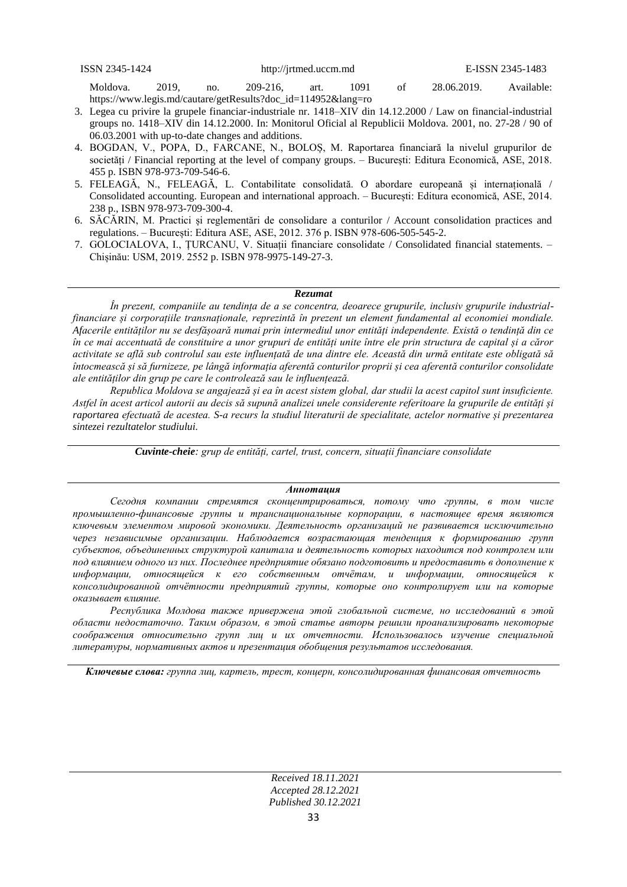Moldova. 2019, no. 209-216, art. 1091 of 28.06.2019. Available: https://www.legis.md/cautare/getResults?doc_id=114952&lang=ro

3. Legea cu privire la grupele financiar-industriale nr. 1418–XIV din 14.12.2000 / Law on financial-industrial groups no. 1418–XIV din 14.12.2000. In: Monitorul Oficial al Republicii Moldova. 2001, no. 27-28 / 90 of 06.03.2001 with up-to-date changes and additions.
4. BOGDAN, V., POPA, D., FARCANE, N., BOLOȘ, M. Raportarea financiară la nivelul grupurilor de societăți / Financial reporting at the level of company groups. – București: Editura Economică, ASE, 2018. 455 p. ISBN 978-973-709-546-6.
5. FELEAGĂ, N., FELEAGĂ, L. Contabilitate consolidată. O abordare europeană și internațională / Consolidated accounting. European and international approach. – București: Editura economică, ASE, 2014. 238 p., ISBN 978-973-709-300-4.
6. SĂCĂRIN, M. Practici și reglementări de consolidare a conturilor / Account consolidation practices and regulations. – București: Editura ASE, ASE, 2012. 376 p. ISBN 978-606-505-545-2.
7. GOLOCIALOVA, I., ȚURCANU, V. Situații financiare consolidate / Consolidated financial statements. – Chișinău: USM, 2019. 2552 p. ISBN 978-9975-149-27-3.

---

**_Rezumat_**

*În prezent, companiile au tendința de a se concentra, deoarece grupurile, inclusiv grupurile industrial-financiare și corporațiile transnaționale, reprezintă în prezent un element fundamental al economiei mondiale. Afacerile entităților nu se desfășoară numai prin intermediul unor entități independente. Există o tendință din ce în ce mai accentuată de constituire a unor grupuri de entități unite între ele prin structura de capital și a căror activitate se află sub controlul sau este influențată de una dintre ele. Această din urmă entitate este obligată să întocmească și să furnizeze, pe lângă informația aferentă conturilor proprii și cea aferentă conturilor consolidate ale entităților din grup pe care le controlează sau le influențează.*

*Republica Moldova se angajează și ea în acest sistem global, dar studii la acest capitol sunt insuficiente. Astfel în acest articol autorii au decis să supună analizei unele considerente referitoare la grupurile de entități și raportarea efectuată de acestea. S-a recurs la studiul literaturii de specialitate, actelor normative și prezentarea sintezei rezultatelor studiului.*

***Cuvinte-cheie****: grup de entități, cartel, trust, concern, situații financiare consolidate*

---

**_Аннотация_**

*Сегодня компании стремятся сконцентрироваться, потому что группы, в том числе промышленно-финансовые группы и транснациональные корпорации, в настоящее время являются ключевым элементом мировой экономики. Деятельность организаций не развивается исключительно через независимые организации. Наблюдается возрастающая тенденция к формированию групп субъектов, объединенных структурой капитала и деятельность которых находится под контролем или под влиянием одного из них. Последнее предприятие обязано подготовить и предоставить в дополнение к информации, относящейся к его собственным отчётам, и информации, относящейся к консолидированной отчётности предприятий группы, которые оно контролирует или на которые оказывает влияние.*

*Республика Молдова также привержена этой глобальной системе, но исследований в этой области недостаточно. Таким образом, в этой статье авторы решили проанализировать некоторые соображения относительно групп лиц и их отчетности. Использовалось изучение специальной литературы, нормативных актов и презентация обобщения результатов исследования.*

***Ключевые слова:*** *группа лиц, картель, трест, концерн, консолидированная финансовая отчетность*

---

*Received 18.11.2021*
*Accepted 28.12.2021*
*Published 30.12.2021*